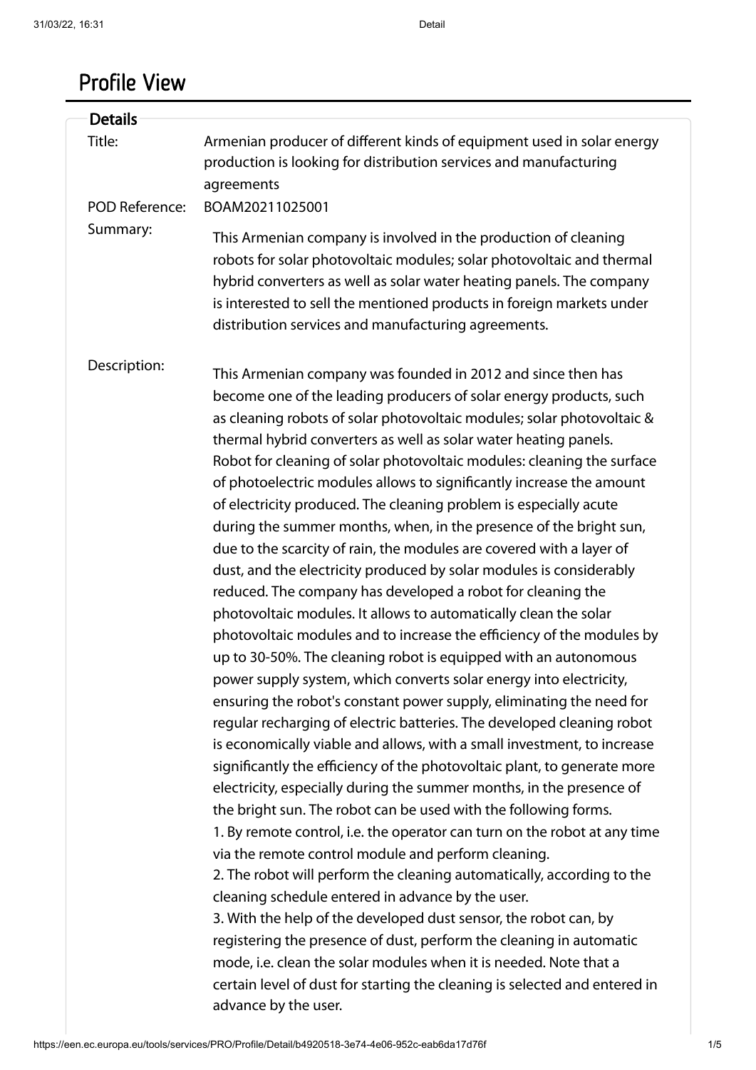# Profile View

## Details

**Title:** Armenian producer of different kinds of equipment used in solar energy production is looking for distribution services and manufacturing agreements

**POD Reference:** BOAM20211025001

**Summary:**

This Armenian company is involved in the production of cleaning robots for solar photovoltaic modules; solar photovoltaic and thermal hybrid converters as well as solar water heating panels. The company is interested to sell the mentioned products in foreign markets under distribution services and manufacturing agreements.

**Description:**

This Armenian company was founded in 2012 and since then has become one of the leading producers of solar energy products, such as cleaning robots of solar photovoltaic modules; solar photovoltaic & thermal hybrid converters as well as solar water heating panels.
Robot for cleaning of solar photovoltaic modules: cleaning the surface of photoelectric modules allows to significantly increase the amount of electricity produced. The cleaning problem is especially acute during the summer months, when, in the presence of the bright sun, due to the scarcity of rain, the modules are covered with a layer of dust, and the electricity produced by solar modules is considerably reduced. The company has developed a robot for cleaning the photovoltaic modules. It allows to automatically clean the solar photovoltaic modules and to increase the efficiency of the modules by up to 30-50%. The cleaning robot is equipped with an autonomous power supply system, which converts solar energy into electricity, ensuring the robot's constant power supply, eliminating the need for regular recharging of electric batteries. The developed cleaning robot is economically viable and allows, with a small investment, to increase significantly the efficiency of the photovoltaic plant, to generate more electricity, especially during the summer months, in the presence of the bright sun. The robot can be used with the following forms.
1. By remote control, i.e. the operator can turn on the robot at any time via the remote control module and perform cleaning.
2. The robot will perform the cleaning automatically, according to the cleaning schedule entered in advance by the user.
3. With the help of the developed dust sensor, the robot can, by registering the presence of dust, perform the cleaning in automatic mode, i.e. clean the solar modules when it is needed. Note that a certain level of dust for starting the cleaning is selected and entered in advance by the user.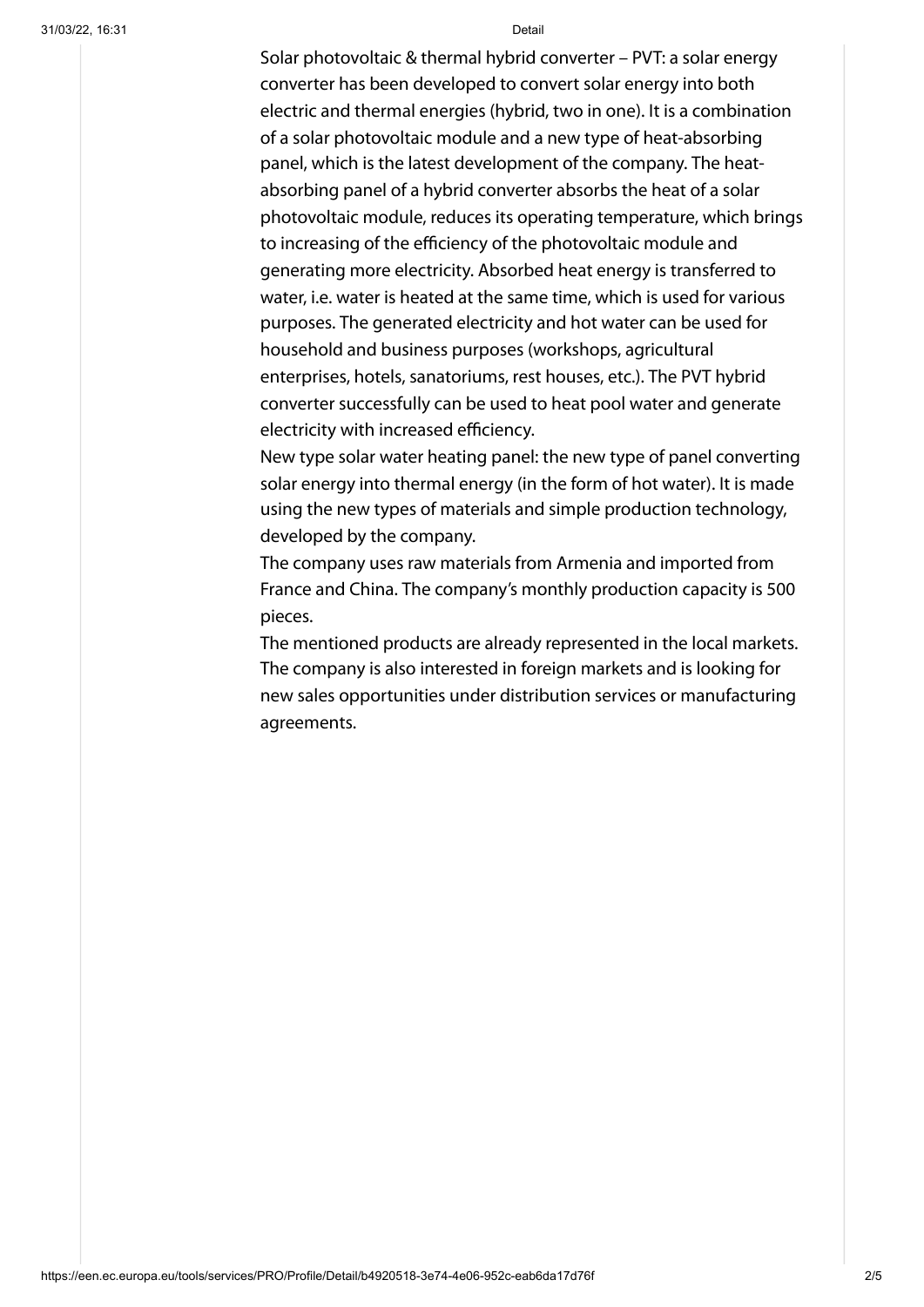Solar photovoltaic & thermal hybrid converter – PVT: a solar energy converter has been developed to convert solar energy into both electric and thermal energies (hybrid, two in one). It is a combination of a solar photovoltaic module and a new type of heat-absorbing panel, which is the latest development of the company. The heat-absorbing panel of a hybrid converter absorbs the heat of a solar photovoltaic module, reduces its operating temperature, which brings to increasing of the efficiency of the photovoltaic module and generating more electricity. Absorbed heat energy is transferred to water, i.e. water is heated at the same time, which is used for various purposes. The generated electricity and hot water can be used for household and business purposes (workshops, agricultural enterprises, hotels, sanatoriums, rest houses, etc.). The PVT hybrid converter successfully can be used to heat pool water and generate electricity with increased efficiency.

New type solar water heating panel: the new type of panel converting solar energy into thermal energy (in the form of hot water). It is made using the new types of materials and simple production technology, developed by the company.

The company uses raw materials from Armenia and imported from France and China. The company's monthly production capacity is 500 pieces.

The mentioned products are already represented in the local markets. The company is also interested in foreign markets and is looking for new sales opportunities under distribution services or manufacturing agreements.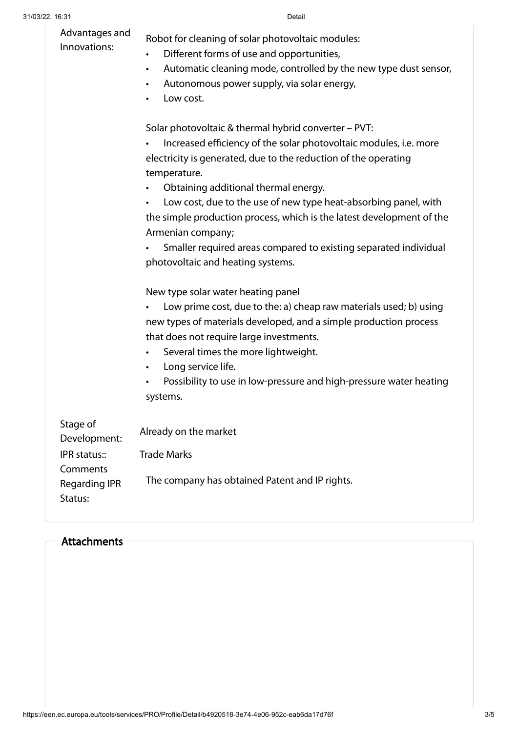| | |
|---|---|
| Advantages and Innovations: | Robot for cleaning of solar photovoltaic modules:<br>• Different forms of use and opportunities,<br>• Automatic cleaning mode, controlled by the new type dust sensor,<br>• Autonomous power supply, via solar energy,<br>• Low cost.<br><br>Solar photovoltaic & thermal hybrid converter – PVT:<br>• Increased efficiency of the solar photovoltaic modules, i.e. more electricity is generated, due to the reduction of the operating temperature.<br>• Obtaining additional thermal energy.<br>• Low cost, due to the use of new type heat-absorbing panel, with the simple production process, which is the latest development of the Armenian company;<br>• Smaller required areas compared to existing separated individual photovoltaic and heating systems.<br><br>New type solar water heating panel<br>• Low prime cost, due to the: a) cheap raw materials used; b) using new types of materials developed, and a simple production process that does not require large investments.<br>• Several times the more lightweight.<br>• Long service life.<br>• Possibility to use in low-pressure and high-pressure water heating systems. |
| Stage of Development: | Already on the market |
| IPR status:: | Trade Marks |
| Comments Regarding IPR Status: | The company has obtained Patent and IP rights. |

## Attachments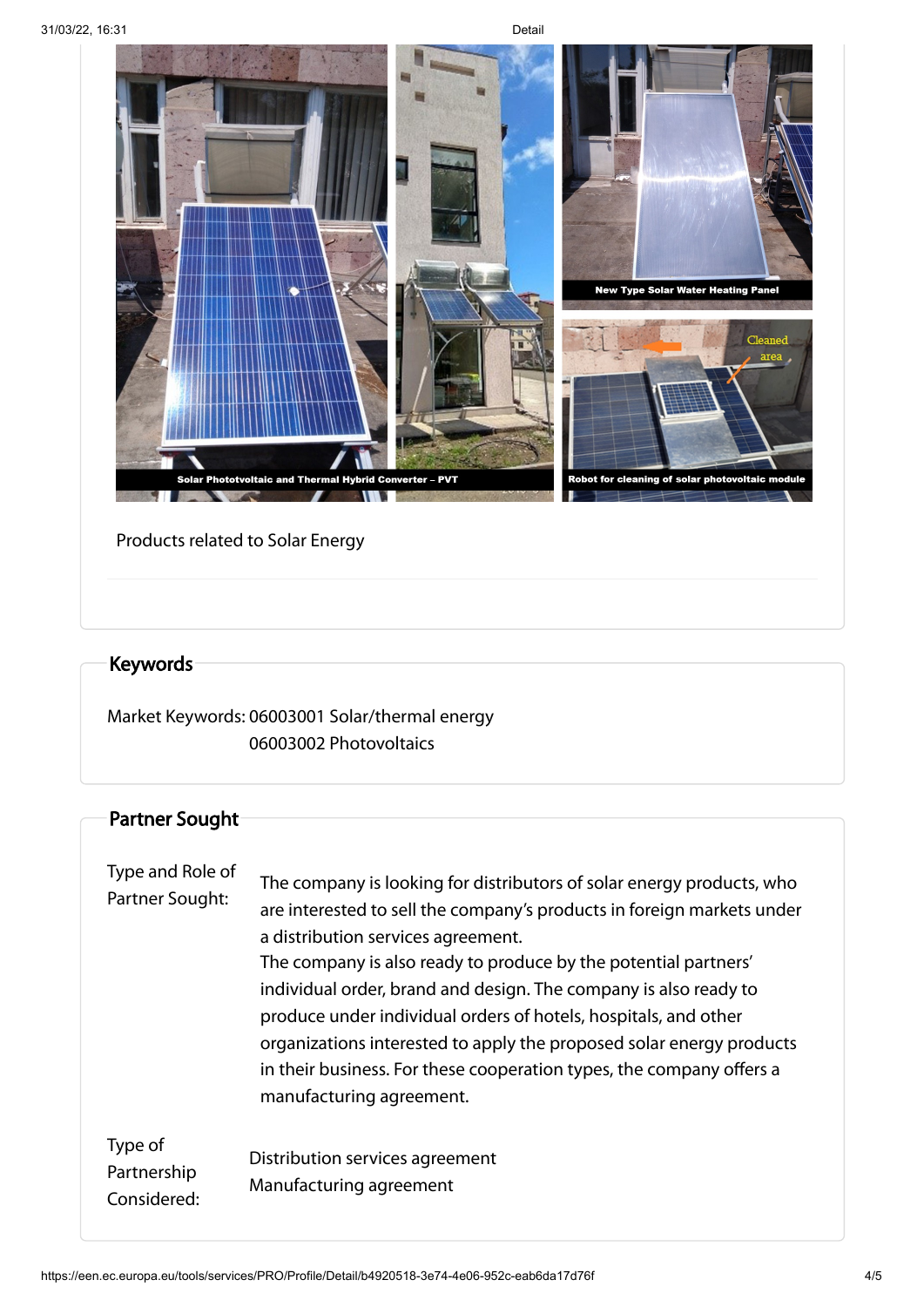Products related to Solar Energy

## Keywords

Market Keywords: 06003001 Solar/thermal energy
06003002 Photovoltaics

## Partner Sought

Type and Role of Partner Sought: The company is looking for distributors of solar energy products, who are interested to sell the company's products in foreign markets under a distribution services agreement.
The company is also ready to produce by the potential partners' individual order, brand and design. The company is also ready to produce under individual orders of hotels, hospitals, and other organizations interested to apply the proposed solar energy products in their business. For these cooperation types, the company offers a manufacturing agreement.

Type of Partnership Considered: Distribution services agreement
Manufacturing agreement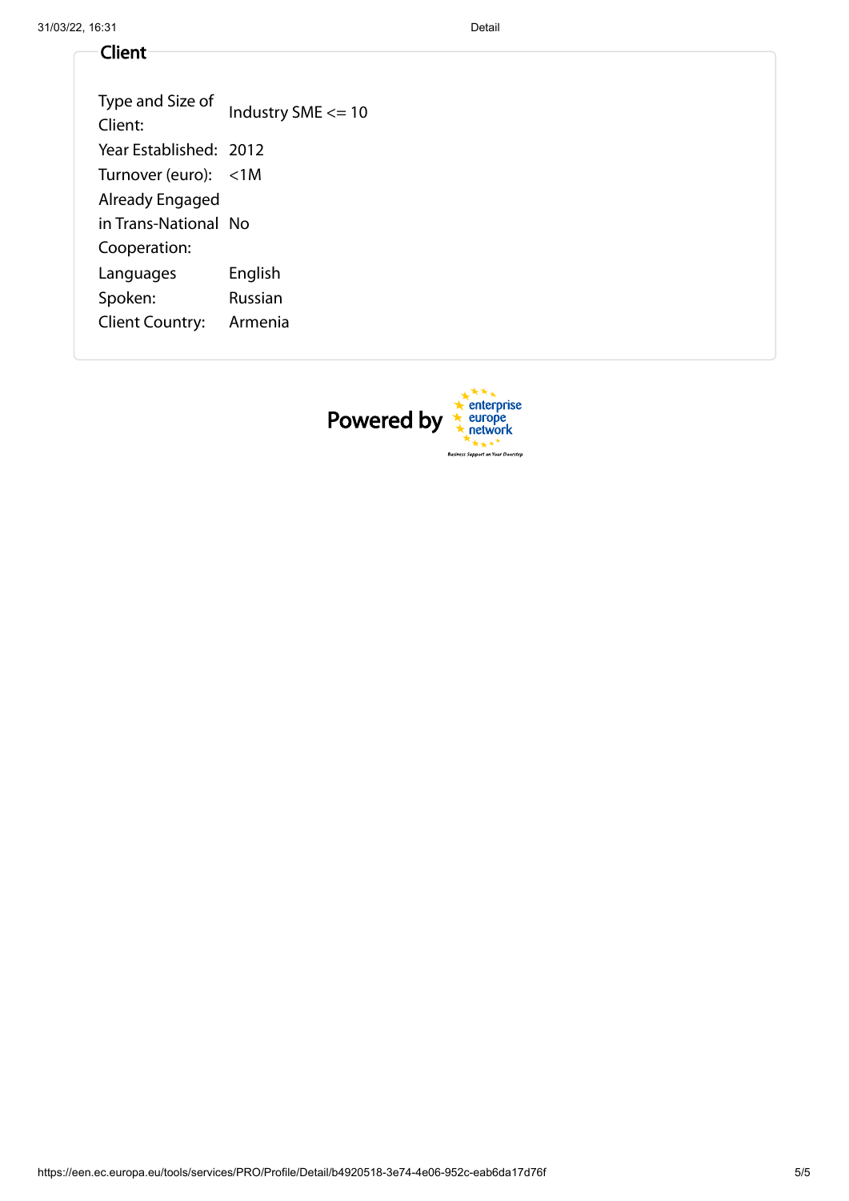## Client

| | |
|---|---|
| Type and Size of Client: | Industry SME <= 10 |
| Year Established: | 2012 |
| Turnover (euro): | <1M |
| Already Engaged in Trans-National Cooperation: | No |
| Languages Spoken: | English<br>Russian |
| Client Country: | Armenia |

Powered by enterprise europe network

Business Support on Your Doorstep